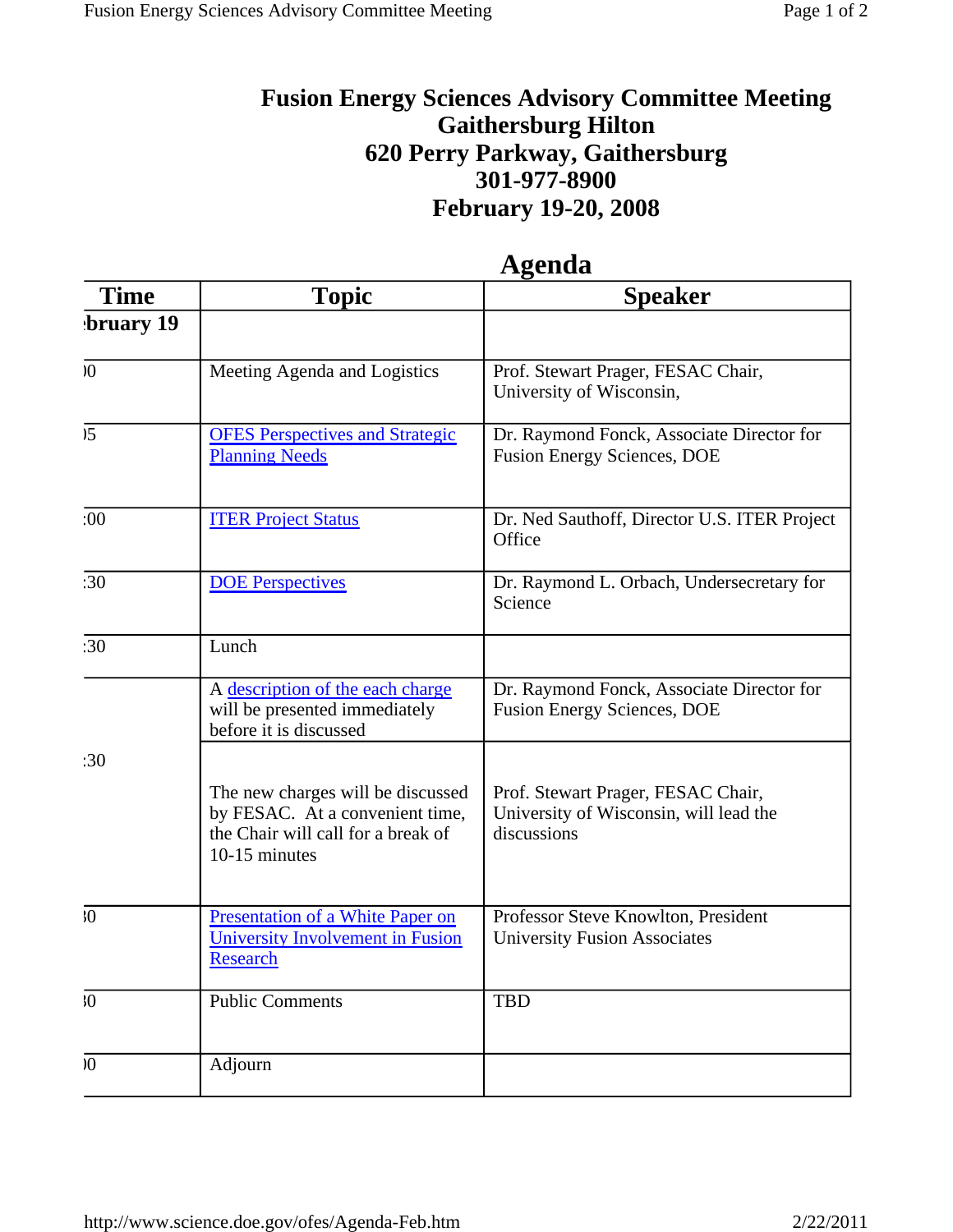# Fusion Energy Sciences Advisory Committee Meeting
# Gaithersburg Hilton
# 620 Perry Parkway, Gaithersburg
# 301-977-8900
# February 19-20, 2008

## Agenda

| Time | Topic | Speaker |
|---|---|---|
| **bruary 19** | | |
| )0 | Meeting Agenda and Logistics | Prof. Stewart Prager, FESAC Chair, University of Wisconsin, |
| )5 | OFES Perspectives and Strategic Planning Needs | Dr. Raymond Fonck, Associate Director for Fusion Energy Sciences, DOE |
| :00 | ITER Project Status | Dr. Ned Sauthoff, Director U.S. ITER Project Office |
| :30 | DOE Perspectives | Dr. Raymond L. Orbach, Undersecretary for Science |
| :30 | Lunch | |
| :30 | A description of the each charge will be presented immediately before it is discussed | Dr. Raymond Fonck, Associate Director for Fusion Energy Sciences, DOE |
| | The new charges will be discussed by FESAC. At a convenient time, the Chair will call for a break of 10-15 minutes | Prof. Stewart Prager, FESAC Chair, University of Wisconsin, will lead the discussions |
| 30 | Presentation of a White Paper on University Involvement in Fusion Research | Professor Steve Knowlton, President University Fusion Associates |
| 30 | Public Comments | TBD |
| )0 | Adjourn | |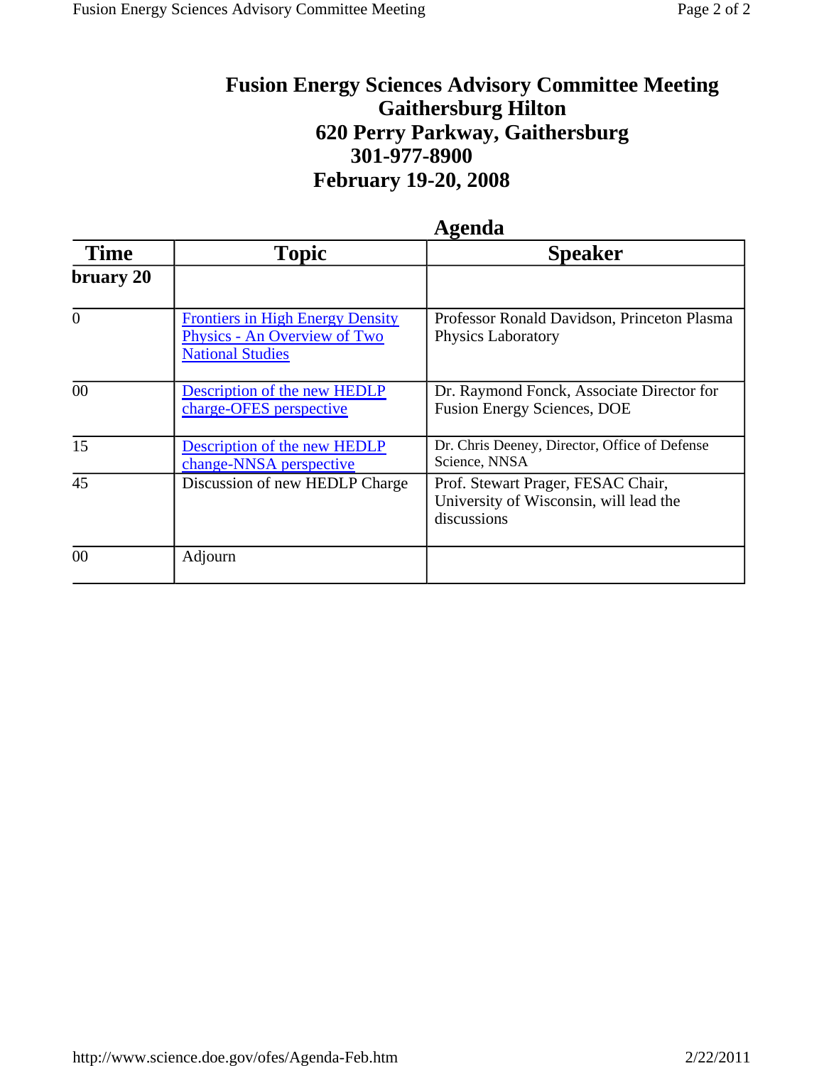# Fusion Energy Sciences Advisory Committee Meeting
## Gaithersburg Hilton
## 620 Perry Parkway, Gaithersburg
## 301-977-8900
## February 19-20, 2008

### Agenda

| Time | Topic | Speaker |
|---|---|---|
| **bruary 20** | | |
| 0 | Frontiers in High Energy Density Physics - An Overview of Two National Studies | Professor Ronald Davidson, Princeton Plasma Physics Laboratory |
| 00 | Description of the new HEDLP charge-OFES perspective | Dr. Raymond Fonck, Associate Director for Fusion Energy Sciences, DOE |
| 15 | Description of the new HEDLP change-NNSA perspective | Dr. Chris Deeney, Director, Office of Defense Science, NNSA |
| 45 | Discussion of new HEDLP Charge | Prof. Stewart Prager, FESAC Chair, University of Wisconsin, will lead the discussions |
| 00 | Adjourn | |

http://www.science.doe.gov/ofes/Agenda-Feb.htm 2/22/2011